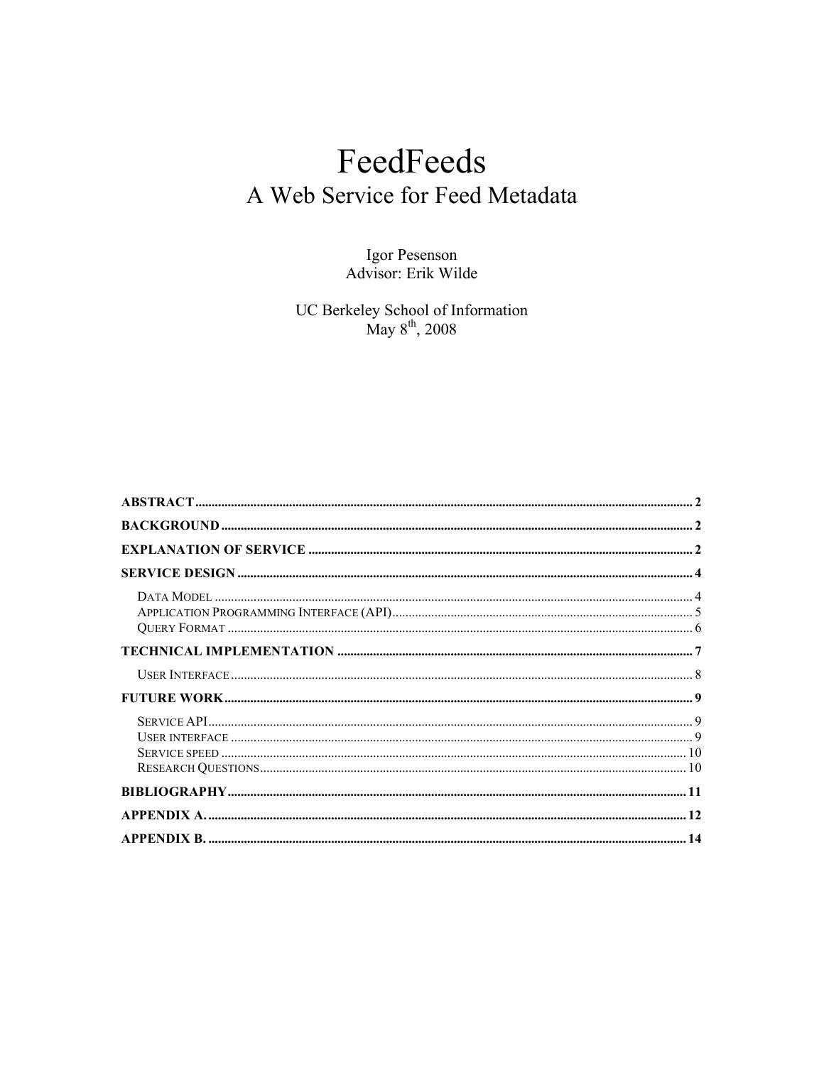# FeedFeeds
## A Web Service for Feed Metadata

Igor Pesenson
Advisor: Erik Wilde

UC Berkeley School of Information
May 8th, 2008

**ABSTRACT** .......... 2

**BACKGROUND** .......... 2

**EXPLANATION OF SERVICE** .......... 2

**SERVICE DESIGN** .......... 4

- DATA MODEL .......... 4
- APPLICATION PROGRAMMING INTERFACE (API) .......... 5
- QUERY FORMAT .......... 6

**TECHNICAL IMPLEMENTATION** .......... 7

- USER INTERFACE .......... 8

**FUTURE WORK** .......... 9

- SERVICE API .......... 9
- USER INTERFACE .......... 9
- SERVICE SPEED .......... 10
- RESEARCH QUESTIONS .......... 10

**BIBLIOGRAPHY** .......... 11

**APPENDIX A.** .......... 12

**APPENDIX B.** .......... 14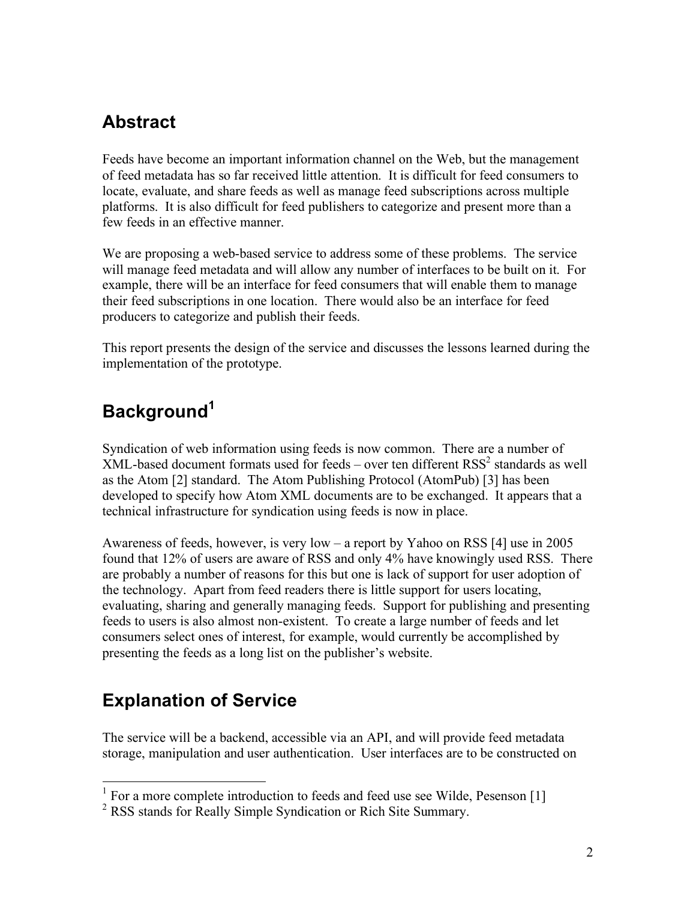## Abstract

Feeds have become an important information channel on the Web, but the management of feed metadata has so far received little attention. It is difficult for feed consumers to locate, evaluate, and share feeds as well as manage feed subscriptions across multiple platforms. It is also difficult for feed publishers to categorize and present more than a few feeds in an effective manner.

We are proposing a web-based service to address some of these problems. The service will manage feed metadata and will allow any number of interfaces to be built on it. For example, there will be an interface for feed consumers that will enable them to manage their feed subscriptions in one location. There would also be an interface for feed producers to categorize and publish their feeds.

This report presents the design of the service and discusses the lessons learned during the implementation of the prototype.

## Background[1]

Syndication of web information using feeds is now common. There are a number of XML-based document formats used for feeds – over ten different RSS[2] standards as well as the Atom [2] standard. The Atom Publishing Protocol (AtomPub) [3] has been developed to specify how Atom XML documents are to be exchanged. It appears that a technical infrastructure for syndication using feeds is now in place.

Awareness of feeds, however, is very low – a report by Yahoo on RSS [4] use in 2005 found that 12% of users are aware of RSS and only 4% have knowingly used RSS. There are probably a number of reasons for this but one is lack of support for user adoption of the technology. Apart from feed readers there is little support for users locating, evaluating, sharing and generally managing feeds. Support for publishing and presenting feeds to users is also almost non-existent. To create a large number of feeds and let consumers select ones of interest, for example, would currently be accomplished by presenting the feeds as a long list on the publisher's website.

## Explanation of Service

The service will be a backend, accessible via an API, and will provide feed metadata storage, manipulation and user authentication. User interfaces are to be constructed on

[1] For a more complete introduction to feeds and feed use see Wilde, Pesenson [1]

[2] RSS stands for Really Simple Syndication or Rich Site Summary.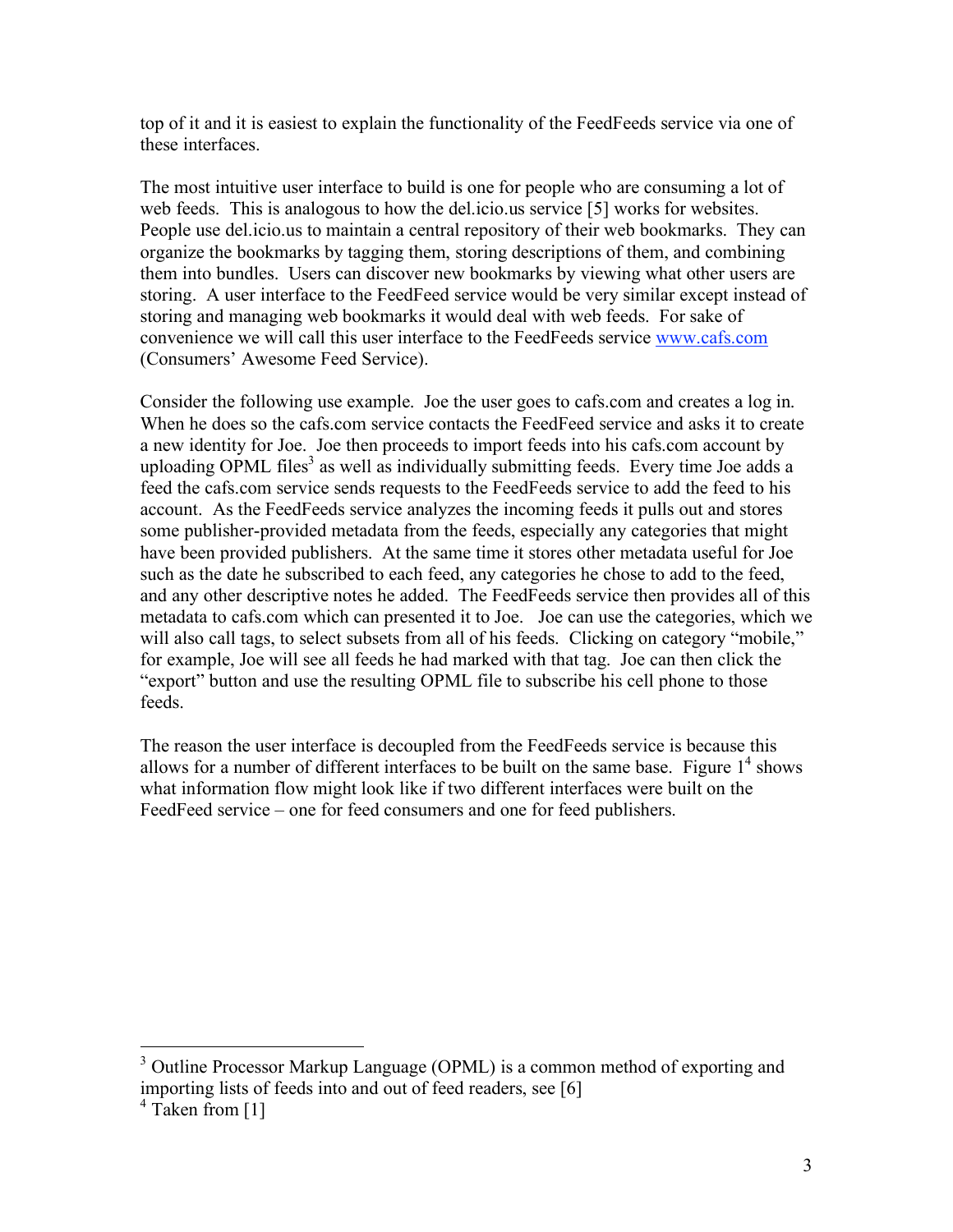top of it and it is easiest to explain the functionality of the FeedFeeds service via one of these interfaces.

The most intuitive user interface to build is one for people who are consuming a lot of web feeds. This is analogous to how the del.icio.us service [5] works for websites. People use del.icio.us to maintain a central repository of their web bookmarks. They can organize the bookmarks by tagging them, storing descriptions of them, and combining them into bundles. Users can discover new bookmarks by viewing what other users are storing. A user interface to the FeedFeed service would be very similar except instead of storing and managing web bookmarks it would deal with web feeds. For sake of convenience we will call this user interface to the FeedFeeds service www.cafs.com (Consumers' Awesome Feed Service).

Consider the following use example. Joe the user goes to cafs.com and creates a log in. When he does so the cafs.com service contacts the FeedFeed service and asks it to create a new identity for Joe. Joe then proceeds to import feeds into his cafs.com account by uploading OPML files[3] as well as individually submitting feeds. Every time Joe adds a feed the cafs.com service sends requests to the FeedFeeds service to add the feed to his account. As the FeedFeeds service analyzes the incoming feeds it pulls out and stores some publisher-provided metadata from the feeds, especially any categories that might have been provided publishers. At the same time it stores other metadata useful for Joe such as the date he subscribed to each feed, any categories he chose to add to the feed, and any other descriptive notes he added. The FeedFeeds service then provides all of this metadata to cafs.com which can presented it to Joe. Joe can use the categories, which we will also call tags, to select subsets from all of his feeds. Clicking on category "mobile," for example, Joe will see all feeds he had marked with that tag. Joe can then click the "export" button and use the resulting OPML file to subscribe his cell phone to those feeds.

The reason the user interface is decoupled from the FeedFeeds service is because this allows for a number of different interfaces to be built on the same base. Figure 1[4] shows what information flow might look like if two different interfaces were built on the FeedFeed service – one for feed consumers and one for feed publishers.

---

[3] Outline Processor Markup Language (OPML) is a common method of exporting and importing lists of feeds into and out of feed readers, see [6]

[4] Taken from [1]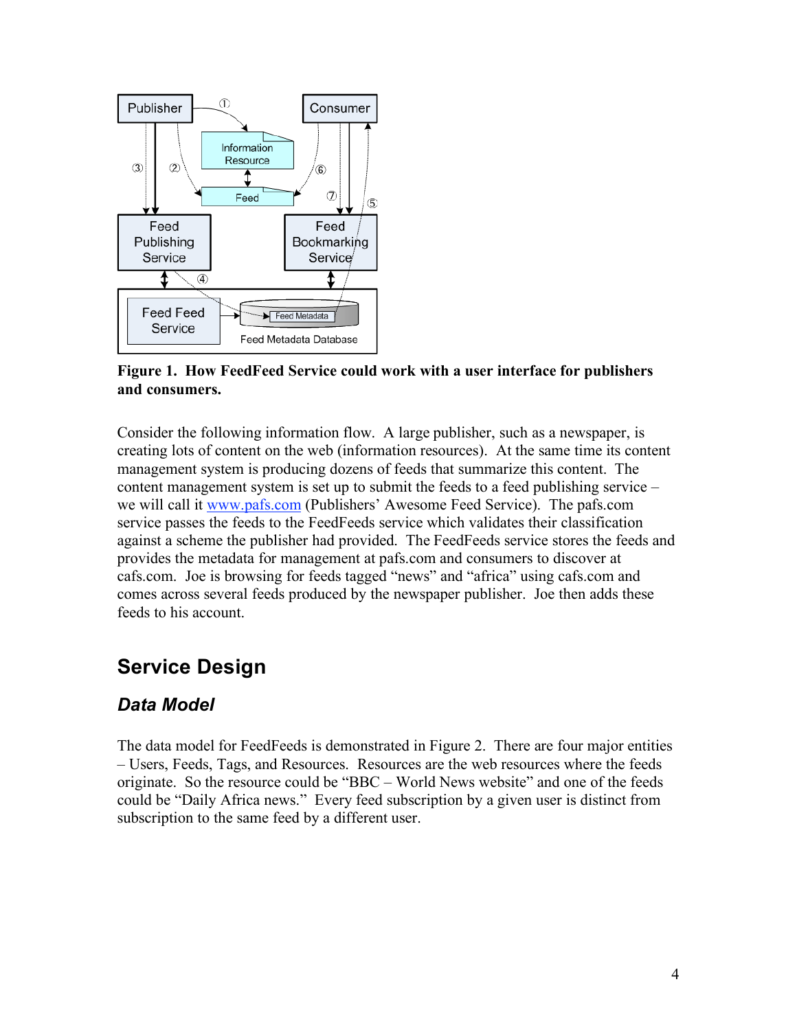**Figure 1. How FeedFeed Service could work with a user interface for publishers and consumers.**

Consider the following information flow. A large publisher, such as a newspaper, is creating lots of content on the web (information resources). At the same time its content management system is producing dozens of feeds that summarize this content. The content management system is set up to submit the feeds to a feed publishing service – we will call it www.pafs.com (Publishers' Awesome Feed Service). The pafs.com service passes the feeds to the FeedFeeds service which validates their classification against a scheme the publisher had provided. The FeedFeeds service stores the feeds and provides the metadata for management at pafs.com and consumers to discover at cafs.com. Joe is browsing for feeds tagged "news" and "africa" using cafs.com and comes across several feeds produced by the newspaper publisher. Joe then adds these feeds to his account.

# Service Design

## *Data Model*

The data model for FeedFeeds is demonstrated in Figure 2. There are four major entities – Users, Feeds, Tags, and Resources. Resources are the web resources where the feeds originate. So the resource could be "BBC – World News website" and one of the feeds could be "Daily Africa news." Every feed subscription by a given user is distinct from subscription to the same feed by a different user.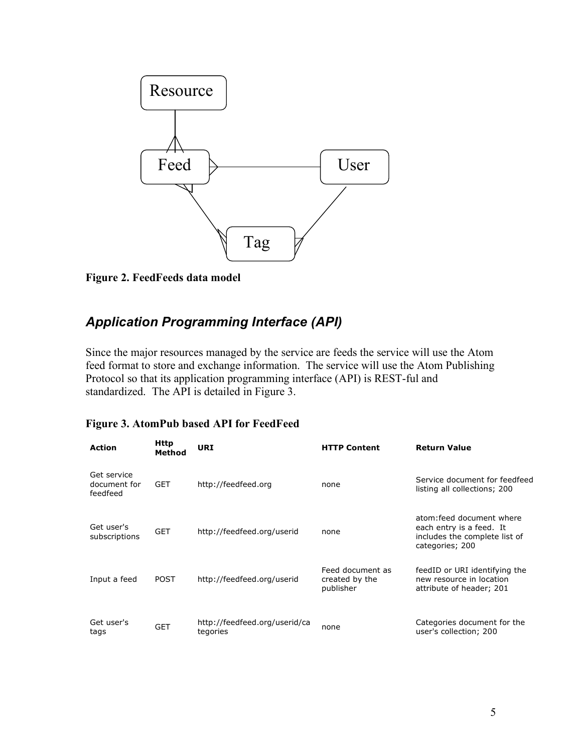Figure 2. FeedFeeds data model

## *Application Programming Interface (API)*

Since the major resources managed by the service are feeds the service will use the Atom feed format to store and exchange information. The service will use the Atom Publishing Protocol so that its application programming interface (API) is REST-ful and standardized. The API is detailed in Figure 3.

**Figure 3. AtomPub based API for FeedFeed**

| Action | Http Method | URI | HTTP Content | Return Value |
|---|---|---|---|---|
| Get service document for feedfeed | GET | http://feedfeed.org | none | Service document for feedfeed listing all collections; 200 |
| Get user's subscriptions | GET | http://feedfeed.org/userid | none | atom:feed document where each entry is a feed. It includes the complete list of categories; 200 |
| Input a feed | POST | http://feedfeed.org/userid | Feed document as created by the publisher | feedID or URI identifying the new resource in location attribute of header; 201 |
| Get user's tags | GET | http://feedfeed.org/userid/categories | none | Categories document for the user's collection; 200 |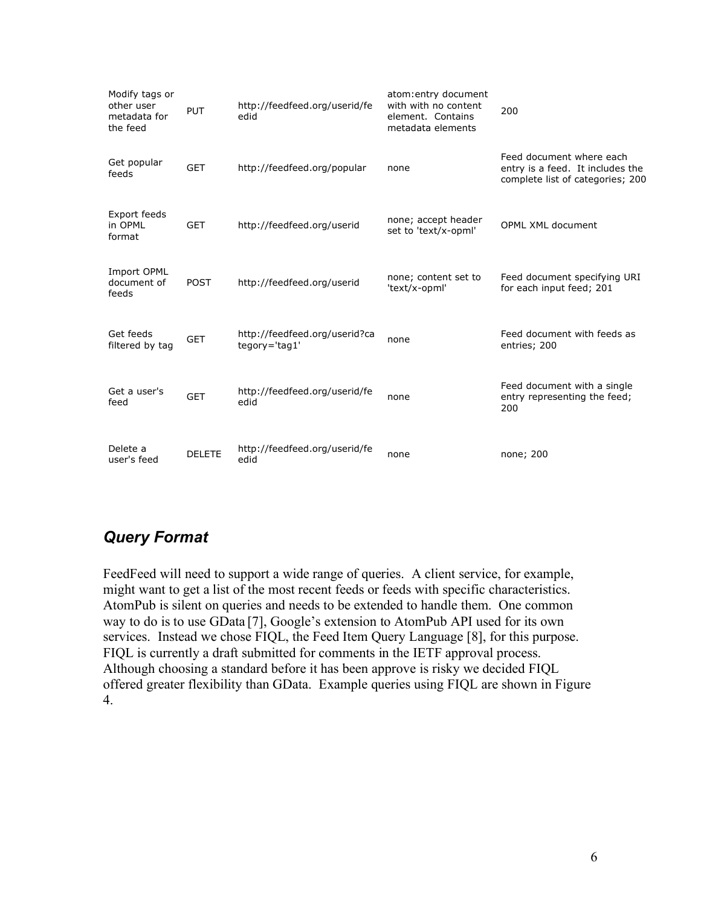| Modify tags or other user metadata for the feed | PUT | http://feedfeed.org/userid/feedid | atom:entry document with with no content element. Contains metadata elements | 200 |
|---|---|---|---|---|
| Get popular feeds | GET | http://feedfeed.org/popular | none | Feed document where each entry is a feed. It includes the complete list of categories; 200 |
| Export feeds in OPML format | GET | http://feedfeed.org/userid | none; accept header set to 'text/x-opml' | OPML XML document |
| Import OPML document of feeds | POST | http://feedfeed.org/userid | none; content set to 'text/x-opml' | Feed document specifying URI for each input feed; 201 |
| Get feeds filtered by tag | GET | http://feedfeed.org/userid?category='tag1' | none | Feed document with feeds as entries; 200 |
| Get a user's feed | GET | http://feedfeed.org/userid/feedid | none | Feed document with a single entry representing the feed; 200 |
| Delete a user's feed | DELETE | http://feedfeed.org/userid/feedid | none | none; 200 |

## *Query Format*

FeedFeed will need to support a wide range of queries. A client service, for example, might want to get a list of the most recent feeds or feeds with specific characteristics. AtomPub is silent on queries and needs to be extended to handle them. One common way to do is to use GData [7], Google's extension to AtomPub API used for its own services. Instead we chose FIQL, the Feed Item Query Language [8], for this purpose. FIQL is currently a draft submitted for comments in the IETF approval process. Although choosing a standard before it has been approve is risky we decided FIQL offered greater flexibility than GData. Example queries using FIQL are shown in Figure 4.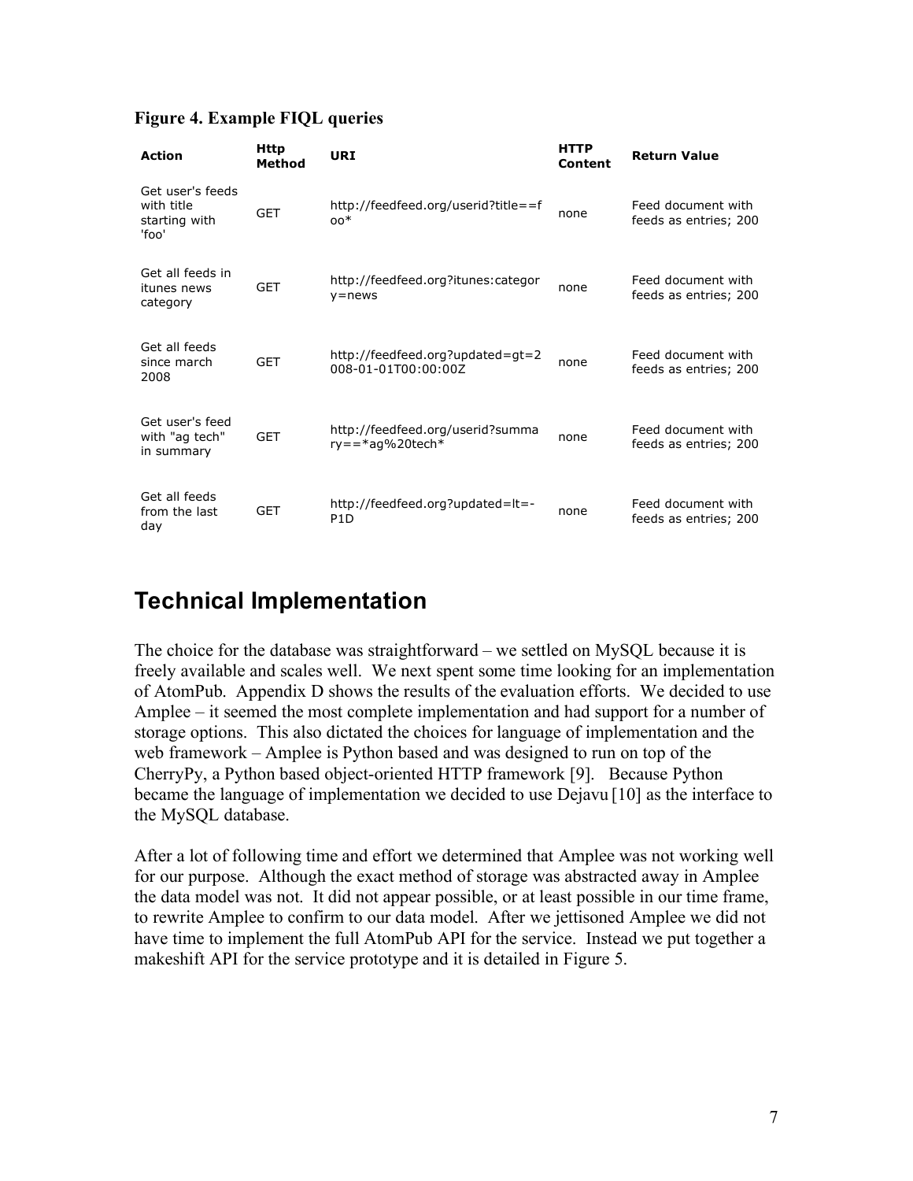**Figure 4. Example FIQL queries**

| Action | Http Method | URI | HTTP Content | Return Value |
|---|---|---|---|---|
| Get user's feeds with title starting with 'foo' | GET | http://feedfeed.org/userid?title==foo* | none | Feed document with feeds as entries; 200 |
| Get all feeds in itunes news category | GET | http://feedfeed.org?itunes:category=news | none | Feed document with feeds as entries; 200 |
| Get all feeds since march 2008 | GET | http://feedfeed.org?updated=gt=2008-01-01T00:00:00Z | none | Feed document with feeds as entries; 200 |
| Get user's feed with "ag tech" in summary | GET | http://feedfeed.org/userid?summary==*ag%20tech* | none | Feed document with feeds as entries; 200 |
| Get all feeds from the last day | GET | http://feedfeed.org?updated=lt=-P1D | none | Feed document with feeds as entries; 200 |

# Technical Implementation

The choice for the database was straightforward – we settled on MySQL because it is freely available and scales well. We next spent some time looking for an implementation of AtomPub. Appendix D shows the results of the evaluation efforts. We decided to use Amplee – it seemed the most complete implementation and had support for a number of storage options. This also dictated the choices for language of implementation and the web framework – Amplee is Python based and was designed to run on top of the CherryPy, a Python based object-oriented HTTP framework [9]. Because Python became the language of implementation we decided to use Dejavu [10] as the interface to the MySQL database.

After a lot of following time and effort we determined that Amplee was not working well for our purpose. Although the exact method of storage was abstracted away in Amplee the data model was not. It did not appear possible, or at least possible in our time frame, to rewrite Amplee to confirm to our data model. After we jettisoned Amplee we did not have time to implement the full AtomPub API for the service. Instead we put together a makeshift API for the service prototype and it is detailed in Figure 5.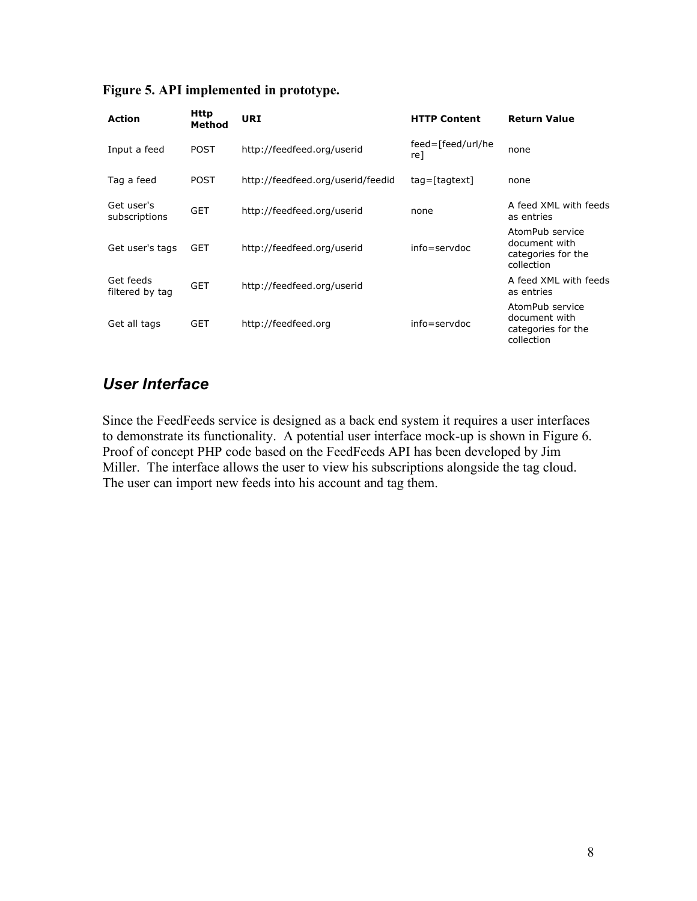**Figure 5. API implemented in prototype.**

| Action | Http Method | URI | HTTP Content | Return Value |
|---|---|---|---|---|
| Input a feed | POST | http://feedfeed.org/userid | feed=[feed/url/here] | none |
| Tag a feed | POST | http://feedfeed.org/userid/feedid | tag=[tagtext] | none |
| Get user's subscriptions | GET | http://feedfeed.org/userid | none | A feed XML with feeds as entries |
| Get user's tags | GET | http://feedfeed.org/userid | info=servdoc | AtomPub service document with categories for the collection |
| Get feeds filtered by tag | GET | http://feedfeed.org/userid | | A feed XML with feeds as entries |
| Get all tags | GET | http://feedfeed.org | info=servdoc | AtomPub service document with categories for the collection |

## *User Interface*

Since the FeedFeeds service is designed as a back end system it requires a user interfaces to demonstrate its functionality. A potential user interface mock-up is shown in Figure 6. Proof of concept PHP code based on the FeedFeeds API has been developed by Jim Miller. The interface allows the user to view his subscriptions alongside the tag cloud. The user can import new feeds into his account and tag them.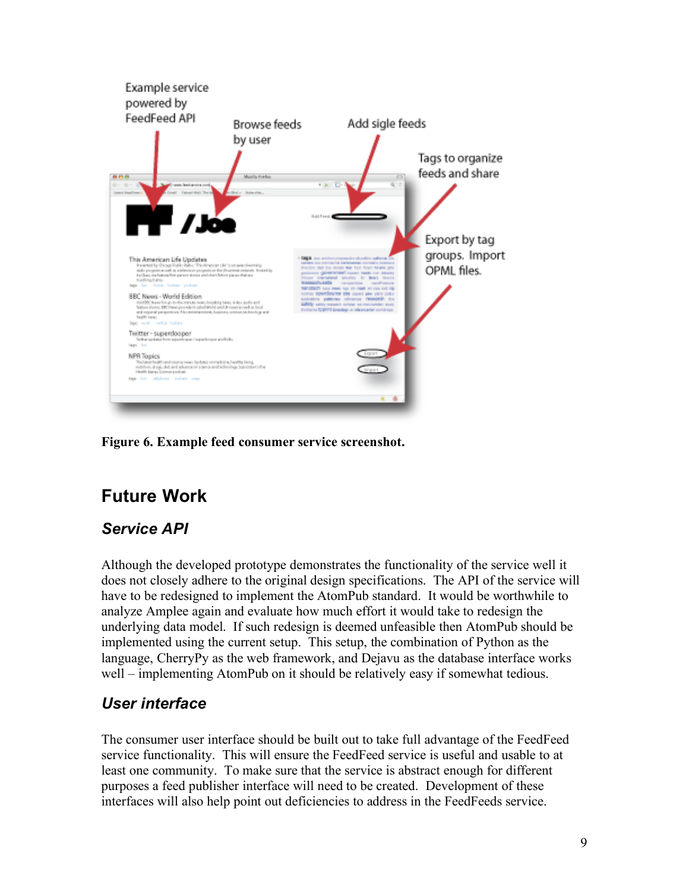Example service powered by FeedFeed API

Browse feeds by user

Add sigle feeds

Tags to organize feeds and share

Export by tag groups. Import OPML files.

**Figure 6. Example feed consumer service screenshot.**

## Future Work

### *Service API*

Although the developed prototype demonstrates the functionality of the service well it does not closely adhere to the original design specifications. The API of the service will have to be redesigned to implement the AtomPub standard. It would be worthwhile to analyze Amplee again and evaluate how much effort it would take to redesign the underlying data model. If such redesign is deemed unfeasible then AtomPub should be implemented using the current setup. This setup, the combination of Python as the language, CherryPy as the web framework, and Dejavu as the database interface works well – implementing AtomPub on it should be relatively easy if somewhat tedious.

### *User interface*

The consumer user interface should be built out to take full advantage of the FeedFeed service functionality. This will ensure the FeedFeed service is useful and usable to at least one community. To make sure that the service is abstract enough for different purposes a feed publisher interface will need to be created. Development of these interfaces will also help point out deficiencies to address in the FeedFeeds service.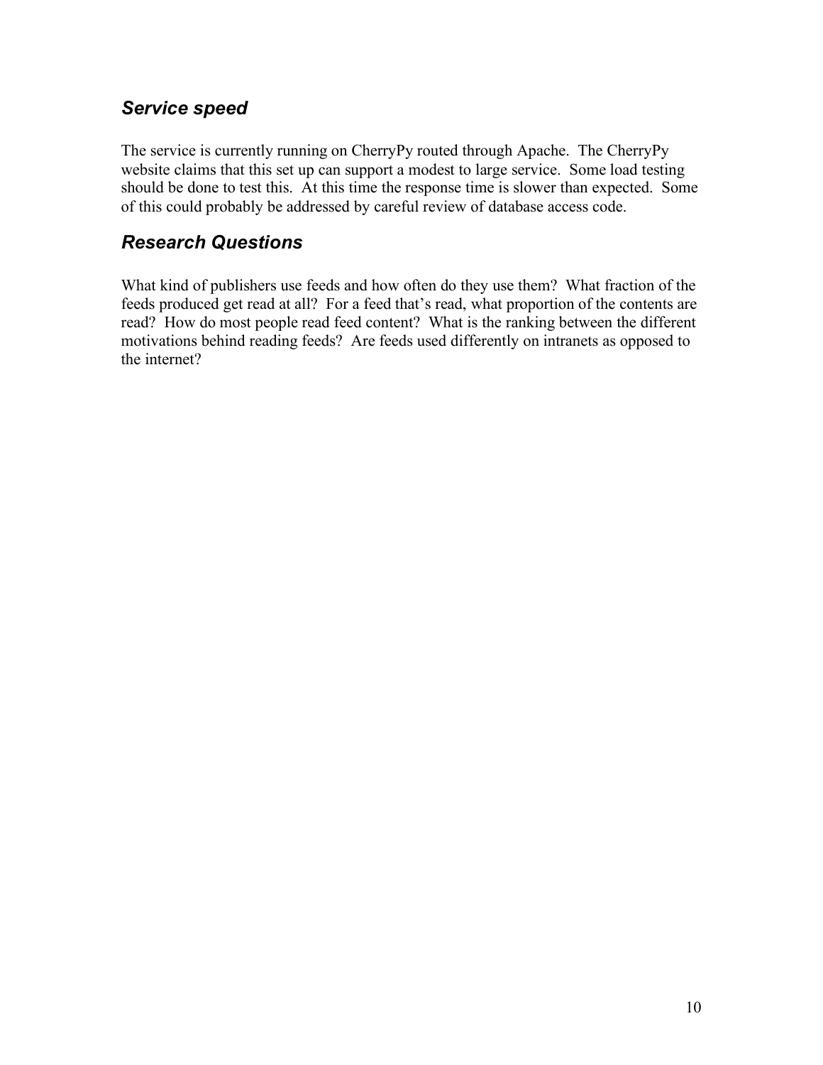## *Service speed*

The service is currently running on CherryPy routed through Apache. The CherryPy website claims that this set up can support a modest to large service. Some load testing should be done to test this. At this time the response time is slower than expected. Some of this could probably be addressed by careful review of database access code.

## *Research Questions*

What kind of publishers use feeds and how often do they use them? What fraction of the feeds produced get read at all? For a feed that's read, what proportion of the contents are read? How do most people read feed content? What is the ranking between the different motivations behind reading feeds? Are feeds used differently on intranets as opposed to the internet?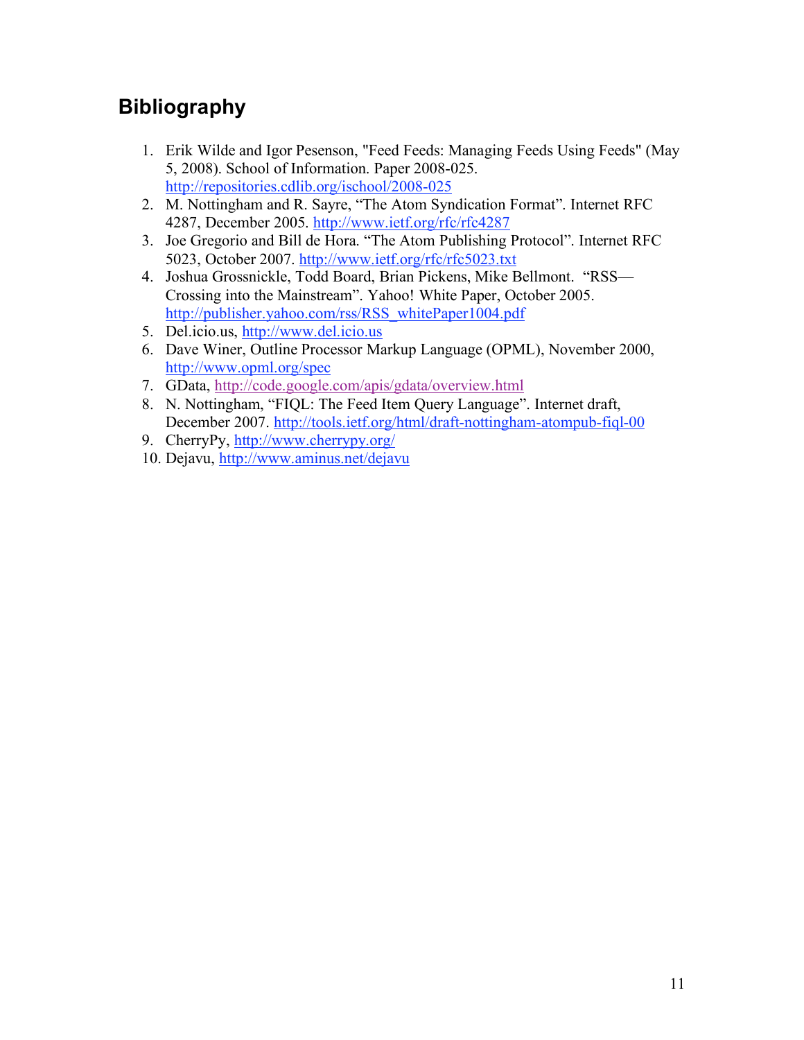## Bibliography

1. Erik Wilde and Igor Pesenson, "Feed Feeds: Managing Feeds Using Feeds" (May 5, 2008). School of Information. Paper 2008-025. http://repositories.cdlib.org/ischool/2008-025
2. M. Nottingham and R. Sayre, "The Atom Syndication Format". Internet RFC 4287, December 2005. http://www.ietf.org/rfc/rfc4287
3. Joe Gregorio and Bill de Hora. "The Atom Publishing Protocol". Internet RFC 5023, October 2007. http://www.ietf.org/rfc/rfc5023.txt
4. Joshua Grossnickle, Todd Board, Brian Pickens, Mike Bellmont. "RSS—Crossing into the Mainstream". Yahoo! White Paper, October 2005. http://publisher.yahoo.com/rss/RSS_whitePaper1004.pdf
5. Del.icio.us, http://www.del.icio.us
6. Dave Winer, Outline Processor Markup Language (OPML), November 2000, http://www.opml.org/spec
7. GData, http://code.google.com/apis/gdata/overview.html
8. N. Nottingham, "FIQL: The Feed Item Query Language". Internet draft, December 2007. http://tools.ietf.org/html/draft-nottingham-atompub-fiql-00
9. CherryPy, http://www.cherrypy.org/
10. Dejavu, http://www.aminus.net/dejavu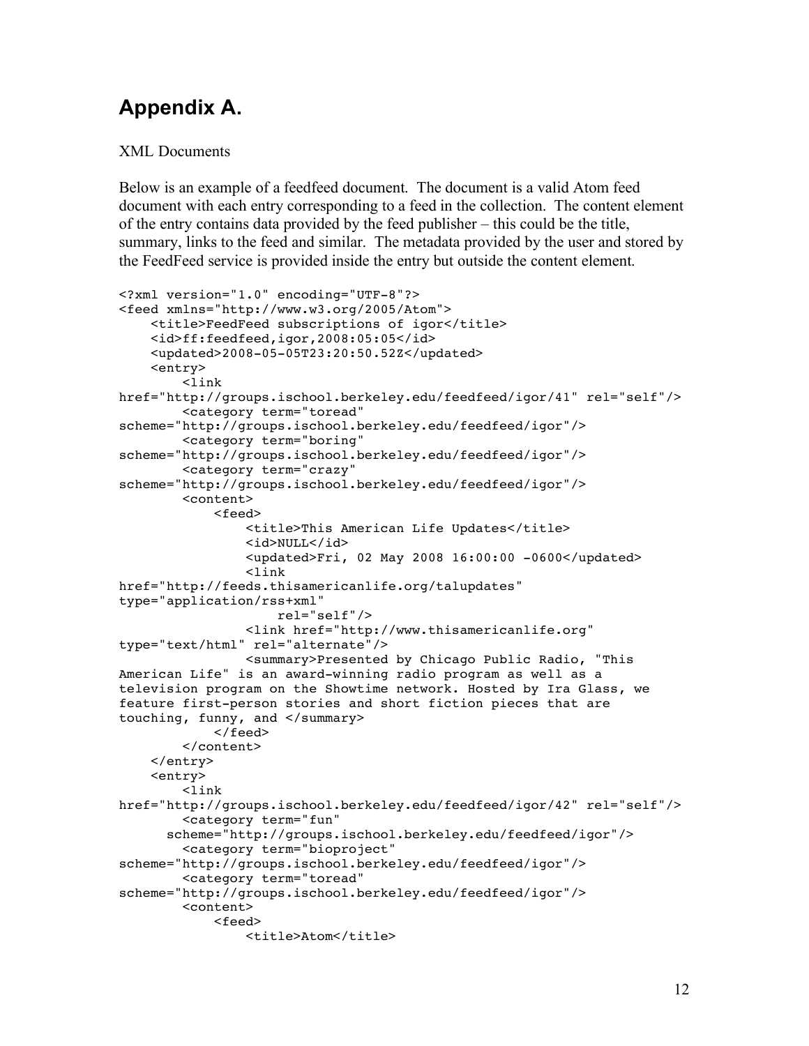# Appendix A.

XML Documents

Below is an example of a feedfeed document. The document is a valid Atom feed document with each entry corresponding to a feed in the collection. The content element of the entry contains data provided by the feed publisher – this could be the title, summary, links to the feed and similar. The metadata provided by the user and stored by the FeedFeed service is provided inside the entry but outside the content element.

```
<?xml version="1.0" encoding="UTF-8"?>
<feed xmlns="http://www.w3.org/2005/Atom">
    <title>FeedFeed subscriptions of igor</title>
    <id>ff:feedfeed,igor,2008:05:05</id>
    <updated>2008-05-05T23:20:50.52Z</updated>
    <entry>
        <link
href="http://groups.ischool.berkeley.edu/feedfeed/igor/41" rel="self"/>
        <category term="toread"
scheme="http://groups.ischool.berkeley.edu/feedfeed/igor"/>
        <category term="boring"
scheme="http://groups.ischool.berkeley.edu/feedfeed/igor"/>
        <category term="crazy"
scheme="http://groups.ischool.berkeley.edu/feedfeed/igor"/>
        <content>
            <feed>
                <title>This American Life Updates</title>
                <id>NULL</id>
                <updated>Fri, 02 May 2008 16:00:00 -0600</updated>
                <link
href="http://feeds.thisamericanlife.org/talupdates"
type="application/rss+xml"
                    rel="self"/>
                <link href="http://www.thisamericanlife.org"
type="text/html" rel="alternate"/>
                <summary>Presented by Chicago Public Radio, "This
American Life" is an award-winning radio program as well as a
television program on the Showtime network. Hosted by Ira Glass, we
feature first-person stories and short fiction pieces that are
touching, funny, and </summary>
            </feed>
        </content>
    </entry>
    <entry>
        <link
href="http://groups.ischool.berkeley.edu/feedfeed/igor/42" rel="self"/>
        <category term="fun"
      scheme="http://groups.ischool.berkeley.edu/feedfeed/igor"/>
        <category term="bioproject"
scheme="http://groups.ischool.berkeley.edu/feedfeed/igor"/>
        <category term="toread"
scheme="http://groups.ischool.berkeley.edu/feedfeed/igor"/>
        <content>
            <feed>
                <title>Atom</title>
```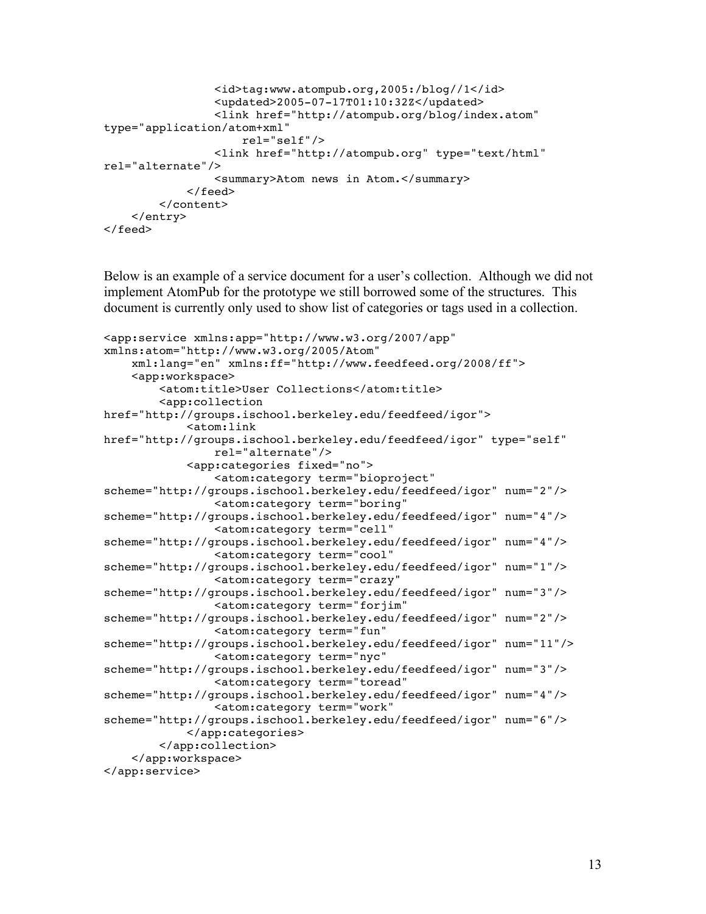```
                <id>tag:www.atompub.org,2005:/blog//1</id>
                <updated>2005-07-17T01:10:32Z</updated>
                <link href="http://atompub.org/blog/index.atom"
type="application/atom+xml"
                    rel="self"/>
                <link href="http://atompub.org" type="text/html"
rel="alternate"/>
                <summary>Atom news in Atom.</summary>
            </feed>
        </content>
    </entry>
</feed>
```

Below is an example of a service document for a user's collection. Although we did not implement AtomPub for the prototype we still borrowed some of the structures. This document is currently only used to show list of categories or tags used in a collection.

```
<app:service xmlns:app="http://www.w3.org/2007/app"
xmlns:atom="http://www.w3.org/2005/Atom"
    xml:lang="en" xmlns:ff="http://www.feedfeed.org/2008/ff">
    <app:workspace>
        <atom:title>User Collections</atom:title>
        <app:collection
href="http://groups.ischool.berkeley.edu/feedfeed/igor">
            <atom:link
href="http://groups.ischool.berkeley.edu/feedfeed/igor" type="self"
                rel="alternate"/>
            <app:categories fixed="no">
                <atom:category term="bioproject"
scheme="http://groups.ischool.berkeley.edu/feedfeed/igor" num="2"/>
                <atom:category term="boring"
scheme="http://groups.ischool.berkeley.edu/feedfeed/igor" num="4"/>
                <atom:category term="cell"
scheme="http://groups.ischool.berkeley.edu/feedfeed/igor" num="4"/>
                <atom:category term="cool"
scheme="http://groups.ischool.berkeley.edu/feedfeed/igor" num="1"/>
                <atom:category term="crazy"
scheme="http://groups.ischool.berkeley.edu/feedfeed/igor" num="3"/>
                <atom:category term="forjim"
scheme="http://groups.ischool.berkeley.edu/feedfeed/igor" num="2"/>
                <atom:category term="fun"
scheme="http://groups.ischool.berkeley.edu/feedfeed/igor" num="11"/>
                <atom:category term="nyc"
scheme="http://groups.ischool.berkeley.edu/feedfeed/igor" num="3"/>
                <atom:category term="toread"
scheme="http://groups.ischool.berkeley.edu/feedfeed/igor" num="4"/>
                <atom:category term="work"
scheme="http://groups.ischool.berkeley.edu/feedfeed/igor" num="6"/>
            </app:categories>
        </app:collection>
    </app:workspace>
</app:service>
```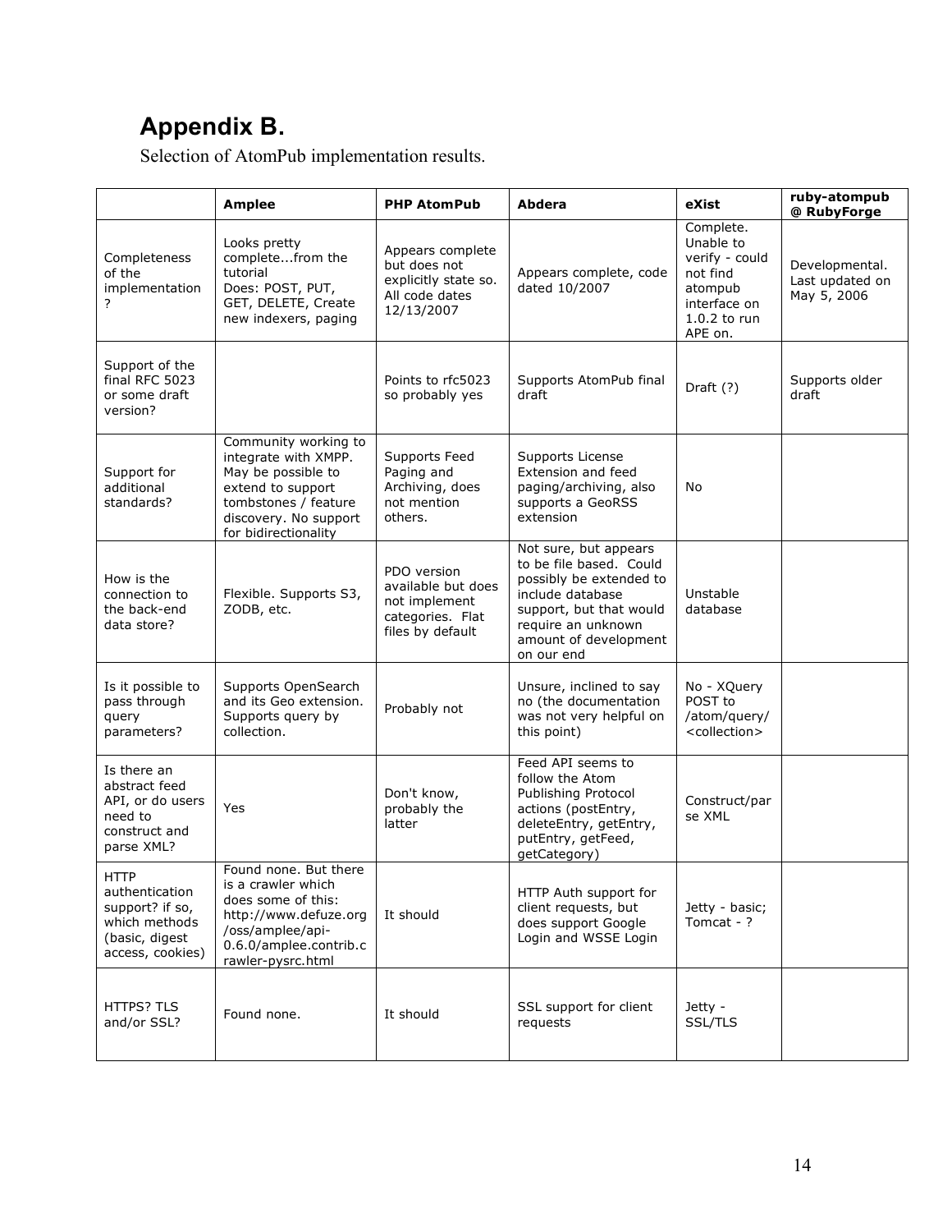# Appendix B.

Selection of AtomPub implementation results.

| | Amplee | PHP AtomPub | Abdera | eXist | ruby-atompub @ RubyForge |
|---|---|---|---|---|---|
| Completeness of the implementation ? | Looks pretty complete...from the tutorial Does: POST, PUT, GET, DELETE, Create new indexers, paging | Appears complete but does not explicitly state so. All code dates 12/13/2007 | Appears complete, code dated 10/2007 | Complete. Unable to verify - could not find atompub interface on 1.0.2 to run APE on. | Developmental. Last updated on May 5, 2006 |
| Support of the final RFC 5023 or some draft version? | | Points to rfc5023 so probably yes | Supports AtomPub final draft | Draft (?) | Supports older draft |
| Support for additional standards? | Community working to integrate with XMPP. May be possible to extend to support tombstones / feature discovery. No support for bidirectionality | Supports Feed Paging and Archiving, does not mention others. | Supports License Extension and feed paging/archiving, also supports a GeoRSS extension | No | |
| How is the connection to the back-end data store? | Flexible. Supports S3, ZODB, etc. | PDO version available but does not implement categories. Flat files by default | Not sure, but appears to be file based. Could possibly be extended to include database support, but that would require an unknown amount of development on our end | Unstable database | |
| Is it possible to pass through query parameters? | Supports OpenSearch and its Geo extension. Supports query by collection. | Probably not | Unsure, inclined to say no (the documentation was not very helpful on this point) | No - XQuery POST to /atom/query/ <collection> | |
| Is there an abstract feed API, or do users need to construct and parse XML? | Yes | Don't know, probably the latter | Feed API seems to follow the Atom Publishing Protocol actions (postEntry, deleteEntry, getEntry, putEntry, getFeed, getCategory) | Construct/parse XML | |
| HTTP authentication support? if so, which methods (basic, digest access, cookies) | Found none. But there is a crawler which does some of this: http://www.defuze.org/oss/amplee/api-0.6.0/amplee.contrib.crawler-pysrc.html | It should | HTTP Auth support for client requests, but does support Google Login and WSSE Login | Jetty - basic; Tomcat - ? | |
| HTTPS? TLS and/or SSL? | Found none. | It should | SSL support for client requests | Jetty - SSL/TLS | |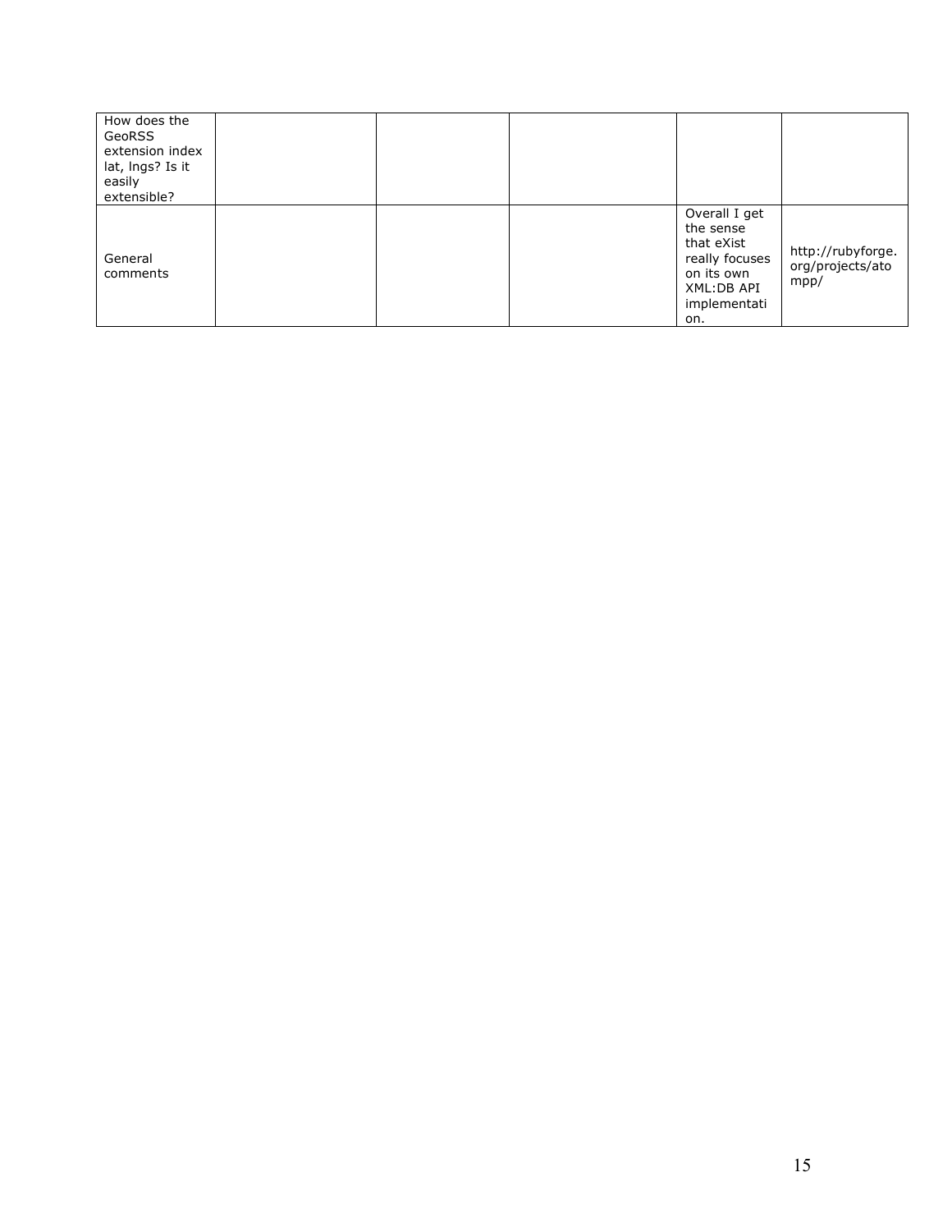| | | | | | |
|---|---|---|---|---|---|
| How does the GeoRSS extension index lat, lngs? Is it easily extensible? | | | | | |
| General comments | | | | Overall I get the sense that eXist really focuses on its own XML:DB API implementation. | http://rubyforge.org/projects/atompp/ |